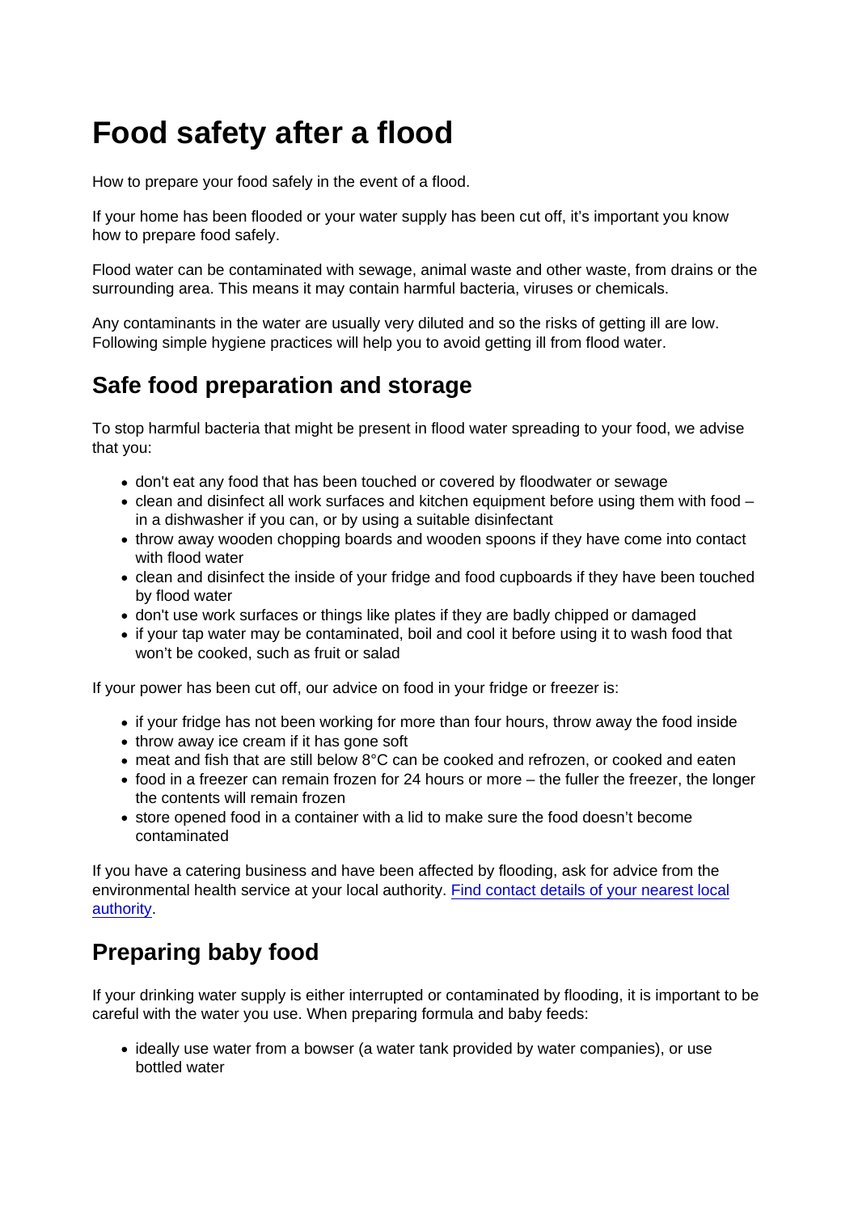# Food safety after a flood

How to prepare your food safely in the event of a flood.

If your home has been flooded or your water supply has been cut off, it's important you know how to prepare food safely.

Flood water can be contaminated with sewage, animal waste and other waste, from drains or the surrounding area. This means it may contain harmful bacteria, viruses or chemicals.

Any contaminants in the water are usually very diluted and so the risks of getting ill are low. Following simple hygiene practices will help you to avoid getting ill from flood water.

## Safe food preparation and storage

To stop harmful bacteria that might be present in flood water spreading to your food, we advise that you:

- don't eat any food that has been touched or covered by floodwater or sewage
- clean and disinfect all work surfaces and kitchen equipment before using them with food – in a dishwasher if you can, or by using a suitable disinfectant
- throw away wooden chopping boards and wooden spoons if they have come into contact with flood water
- clean and disinfect the inside of your fridge and food cupboards if they have been touched by flood water
- don't use work surfaces or things like plates if they are badly chipped or damaged
- if your tap water may be contaminated, boil and cool it before using it to wash food that won't be cooked, such as fruit or salad

If your power has been cut off, our advice on food in your fridge or freezer is:

- if your fridge has not been working for more than four hours, throw away the food inside
- throw away ice cream if it has gone soft
- meat and fish that are still below 8°C can be cooked and refrozen, or cooked and eaten
- food in a freezer can remain frozen for 24 hours or more – the fuller the freezer, the longer the contents will remain frozen
- store opened food in a container with a lid to make sure the food doesn't become contaminated

If you have a catering business and have been affected by flooding, ask for advice from the environmental health service at your local authority. [Find contact details of your nearest local authority](#).

## Preparing baby food

If your drinking water supply is either interrupted or contaminated by flooding, it is important to be careful with the water you use. When preparing formula and baby feeds:

- ideally use water from a bowser (a water tank provided by water companies), or use bottled water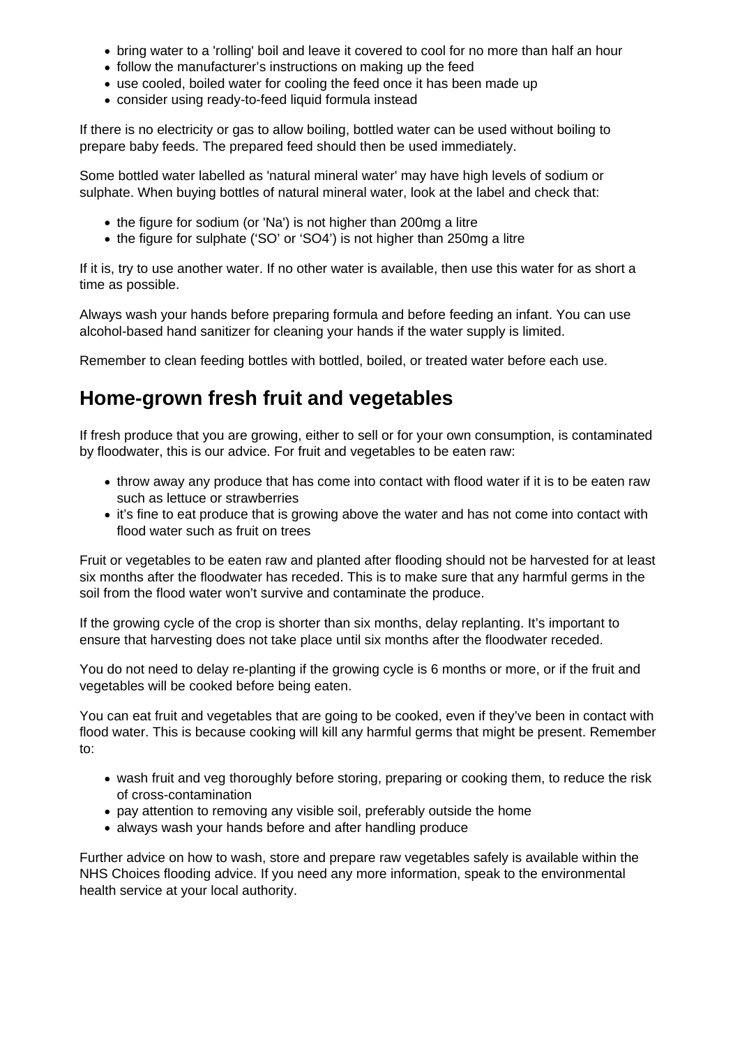- bring water to a 'rolling' boil and leave it covered to cool for no more than half an hour
- follow the manufacturer's instructions on making up the feed
- use cooled, boiled water for cooling the feed once it has been made up
- consider using ready-to-feed liquid formula instead

If there is no electricity or gas to allow boiling, bottled water can be used without boiling to prepare baby feeds. The prepared feed should then be used immediately.

Some bottled water labelled as 'natural mineral water' may have high levels of sodium or sulphate. When buying bottles of natural mineral water, look at the label and check that:

- the figure for sodium (or 'Na') is not higher than 200mg a litre
- the figure for sulphate ('SO' or 'SO4') is not higher than 250mg a litre

If it is, try to use another water. If no other water is available, then use this water for as short a time as possible.

Always wash your hands before preparing formula and before feeding an infant. You can use alcohol-based hand sanitizer for cleaning your hands if the water supply is limited.

Remember to clean feeding bottles with bottled, boiled, or treated water before each use.

## Home-grown fresh fruit and vegetables

If fresh produce that you are growing, either to sell or for your own consumption, is contaminated by floodwater, this is our advice. For fruit and vegetables to be eaten raw:

- throw away any produce that has come into contact with flood water if it is to be eaten raw such as lettuce or strawberries
- it's fine to eat produce that is growing above the water and has not come into contact with flood water such as fruit on trees

Fruit or vegetables to be eaten raw and planted after flooding should not be harvested for at least six months after the floodwater has receded. This is to make sure that any harmful germs in the soil from the flood water won't survive and contaminate the produce.

If the growing cycle of the crop is shorter than six months, delay replanting. It's important to ensure that harvesting does not take place until six months after the floodwater receded.

You do not need to delay re-planting if the growing cycle is 6 months or more, or if the fruit and vegetables will be cooked before being eaten.

You can eat fruit and vegetables that are going to be cooked, even if they've been in contact with flood water. This is because cooking will kill any harmful germs that might be present. Remember to:

- wash fruit and veg thoroughly before storing, preparing or cooking them, to reduce the risk of cross-contamination
- pay attention to removing any visible soil, preferably outside the home
- always wash your hands before and after handling produce

Further advice on how to wash, store and prepare raw vegetables safely is available within the NHS Choices flooding advice. If you need any more information, speak to the environmental health service at your local authority.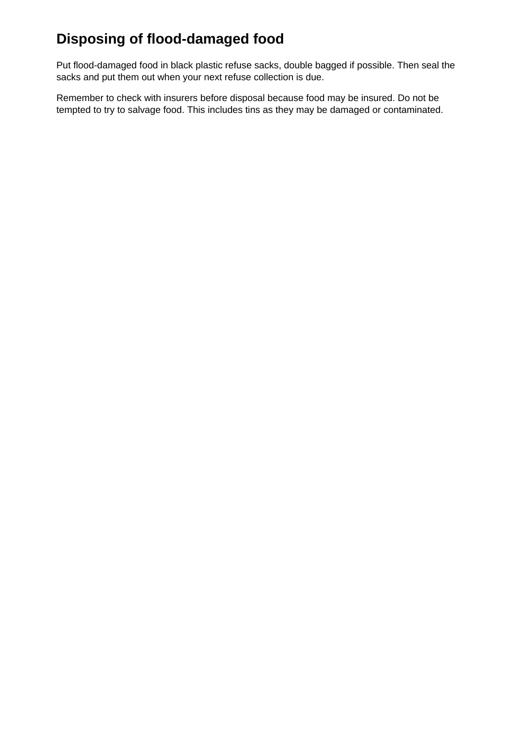## Disposing of flood-damaged food

Put flood-damaged food in black plastic refuse sacks, double bagged if possible. Then seal the sacks and put them out when your next refuse collection is due.

Remember to check with insurers before disposal because food may be insured. Do not be tempted to try to salvage food. This includes tins as they may be damaged or contaminated.